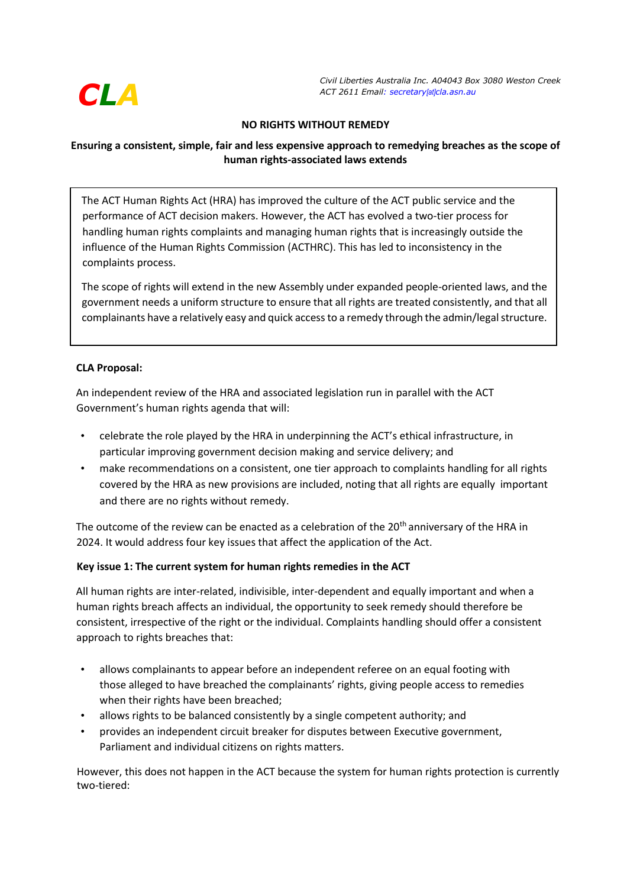**CLA**

*Civil Liberties Australia Inc. A04043 Box 3080 Weston Creek ACT 2611 Email: secretary[at]cla.asn.au*

**NO RIGHTS WITHOUT REMEDY**

**Ensuring a consistent, simple, fair and less expensive approach to remedying breaches as the scope of human rights-associated laws extends**

> The ACT Human Rights Act (HRA) has improved the culture of the ACT public service and the performance of ACT decision makers. However, the ACT has evolved a two-tier process for handling human rights complaints and managing human rights that is increasingly outside the influence of the Human Rights Commission (ACTHRC). This has led to inconsistency in the complaints process.
>
> The scope of rights will extend in the new Assembly under expanded people-oriented laws, and the government needs a uniform structure to ensure that all rights are treated consistently, and that all complainants have a relatively easy and quick access to a remedy through the admin/legal structure.

**CLA Proposal:**

An independent review of the HRA and associated legislation run in parallel with the ACT Government's human rights agenda that will:

- celebrate the role played by the HRA in underpinning the ACT's ethical infrastructure, in particular improving government decision making and service delivery; and
- make recommendations on a consistent, one tier approach to complaints handling for all rights covered by the HRA as new provisions are included, noting that all rights are equally important and there are no rights without remedy.

The outcome of the review can be enacted as a celebration of the 20th anniversary of the HRA in 2024. It would address four key issues that affect the application of the Act.

**Key issue 1: The current system for human rights remedies in the ACT**

All human rights are inter-related, indivisible, inter-dependent and equally important and when a human rights breach affects an individual, the opportunity to seek remedy should therefore be consistent, irrespective of the right or the individual. Complaints handling should offer a consistent approach to rights breaches that:

- allows complainants to appear before an independent referee on an equal footing with those alleged to have breached the complainants' rights, giving people access to remedies when their rights have been breached;
- allows rights to be balanced consistently by a single competent authority; and
- provides an independent circuit breaker for disputes between Executive government, Parliament and individual citizens on rights matters.

However, this does not happen in the ACT because the system for human rights protection is currently two-tiered: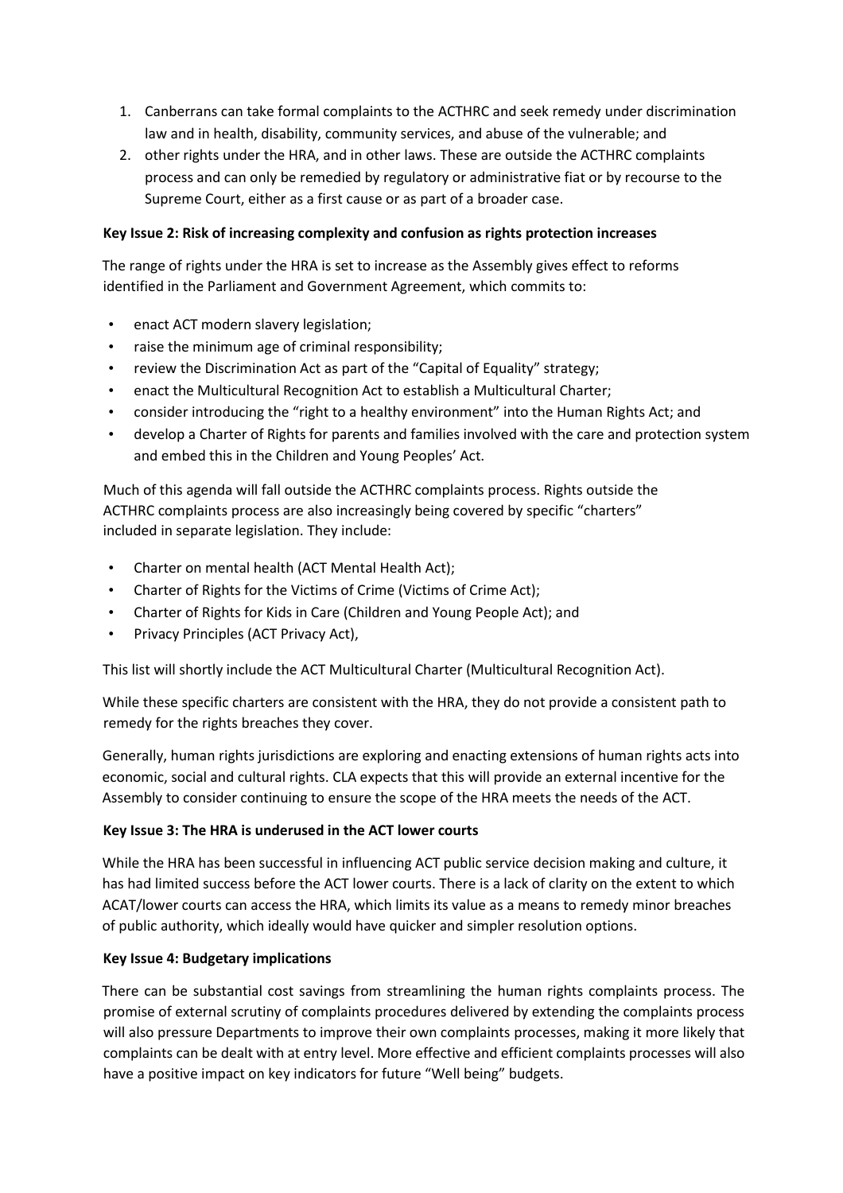1. Canberrans can take formal complaints to the ACTHRC and seek remedy under discrimination law and in health, disability, community services, and abuse of the vulnerable; and
2. other rights under the HRA, and in other laws. These are outside the ACTHRC complaints process and can only be remedied by regulatory or administrative fiat or by recourse to the Supreme Court, either as a first cause or as part of a broader case.

**Key Issue 2: Risk of increasing complexity and confusion as rights protection increases**

The range of rights under the HRA is set to increase as the Assembly gives effect to reforms identified in the Parliament and Government Agreement, which commits to:

- enact ACT modern slavery legislation;
- raise the minimum age of criminal responsibility;
- review the Discrimination Act as part of the "Capital of Equality" strategy;
- enact the Multicultural Recognition Act to establish a Multicultural Charter;
- consider introducing the "right to a healthy environment" into the Human Rights Act; and
- develop a Charter of Rights for parents and families involved with the care and protection system and embed this in the Children and Young Peoples' Act.

Much of this agenda will fall outside the ACTHRC complaints process. Rights outside the ACTHRC complaints process are also increasingly being covered by specific "charters" included in separate legislation. They include:

- Charter on mental health (ACT Mental Health Act);
- Charter of Rights for the Victims of Crime (Victims of Crime Act);
- Charter of Rights for Kids in Care (Children and Young People Act); and
- Privacy Principles (ACT Privacy Act),

This list will shortly include the ACT Multicultural Charter (Multicultural Recognition Act).

While these specific charters are consistent with the HRA, they do not provide a consistent path to remedy for the rights breaches they cover.

Generally, human rights jurisdictions are exploring and enacting extensions of human rights acts into economic, social and cultural rights. CLA expects that this will provide an external incentive for the Assembly to consider continuing to ensure the scope of the HRA meets the needs of the ACT.

**Key Issue 3: The HRA is underused in the ACT lower courts**

While the HRA has been successful in influencing ACT public service decision making and culture, it has had limited success before the ACT lower courts. There is a lack of clarity on the extent to which ACAT/lower courts can access the HRA, which limits its value as a means to remedy minor breaches of public authority, which ideally would have quicker and simpler resolution options.

**Key Issue 4: Budgetary implications**

There can be substantial cost savings from streamlining the human rights complaints process. The promise of external scrutiny of complaints procedures delivered by extending the complaints process will also pressure Departments to improve their own complaints processes, making it more likely that complaints can be dealt with at entry level. More effective and efficient complaints processes will also have a positive impact on key indicators for future "Well being" budgets.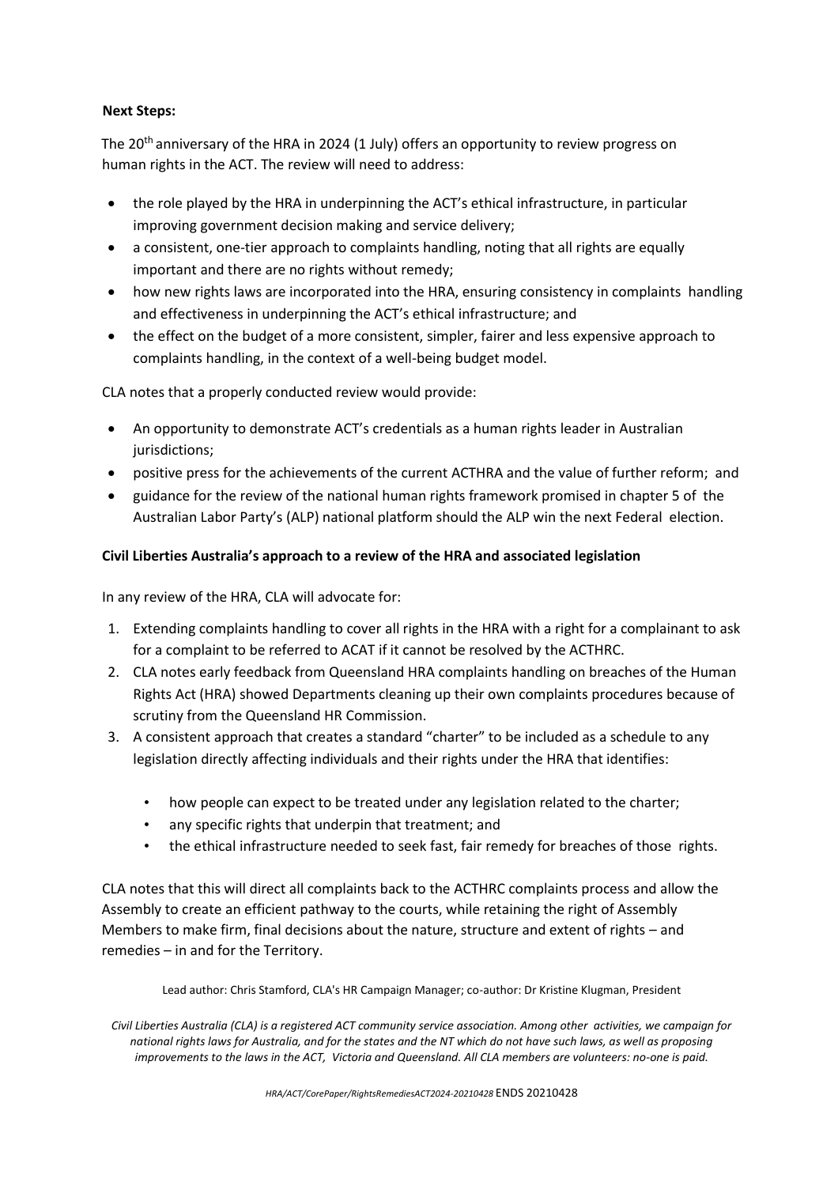**Next Steps:**

The 20th anniversary of the HRA in 2024 (1 July) offers an opportunity to review progress on human rights in the ACT. The review will need to address:

- the role played by the HRA in underpinning the ACT's ethical infrastructure, in particular improving government decision making and service delivery;
- a consistent, one-tier approach to complaints handling, noting that all rights are equally important and there are no rights without remedy;
- how new rights laws are incorporated into the HRA, ensuring consistency in complaints handling and effectiveness in underpinning the ACT's ethical infrastructure; and
- the effect on the budget of a more consistent, simpler, fairer and less expensive approach to complaints handling, in the context of a well-being budget model.

CLA notes that a properly conducted review would provide:

- An opportunity to demonstrate ACT's credentials as a human rights leader in Australian jurisdictions;
- positive press for the achievements of the current ACTHRA and the value of further reform; and
- guidance for the review of the national human rights framework promised in chapter 5 of the Australian Labor Party's (ALP) national platform should the ALP win the next Federal election.

**Civil Liberties Australia's approach to a review of the HRA and associated legislation**

In any review of the HRA, CLA will advocate for:

1. Extending complaints handling to cover all rights in the HRA with a right for a complainant to ask for a complaint to be referred to ACAT if it cannot be resolved by the ACTHRC.
2. CLA notes early feedback from Queensland HRA complaints handling on breaches of the Human Rights Act (HRA) showed Departments cleaning up their own complaints procedures because of scrutiny from the Queensland HR Commission.
3. A consistent approach that creates a standard "charter" to be included as a schedule to any legislation directly affecting individuals and their rights under the HRA that identifies:
   - how people can expect to be treated under any legislation related to the charter;
   - any specific rights that underpin that treatment; and
   - the ethical infrastructure needed to seek fast, fair remedy for breaches of those rights.

CLA notes that this will direct all complaints back to the ACTHRC complaints process and allow the Assembly to create an efficient pathway to the courts, while retaining the right of Assembly Members to make firm, final decisions about the nature, structure and extent of rights – and remedies – in and for the Territory.

Lead author: Chris Stamford, CLA's HR Campaign Manager; co-author: Dr Kristine Klugman, President

*Civil Liberties Australia (CLA) is a registered ACT community service association. Among other activities, we campaign for national rights laws for Australia, and for the states and the NT which do not have such laws, as well as proposing improvements to the laws in the ACT, Victoria and Queensland. All CLA members are volunteers: no-one is paid.*

*HRA/ACT/CorePaper/RightsRemediesACT2024-20210428* ENDS 20210428